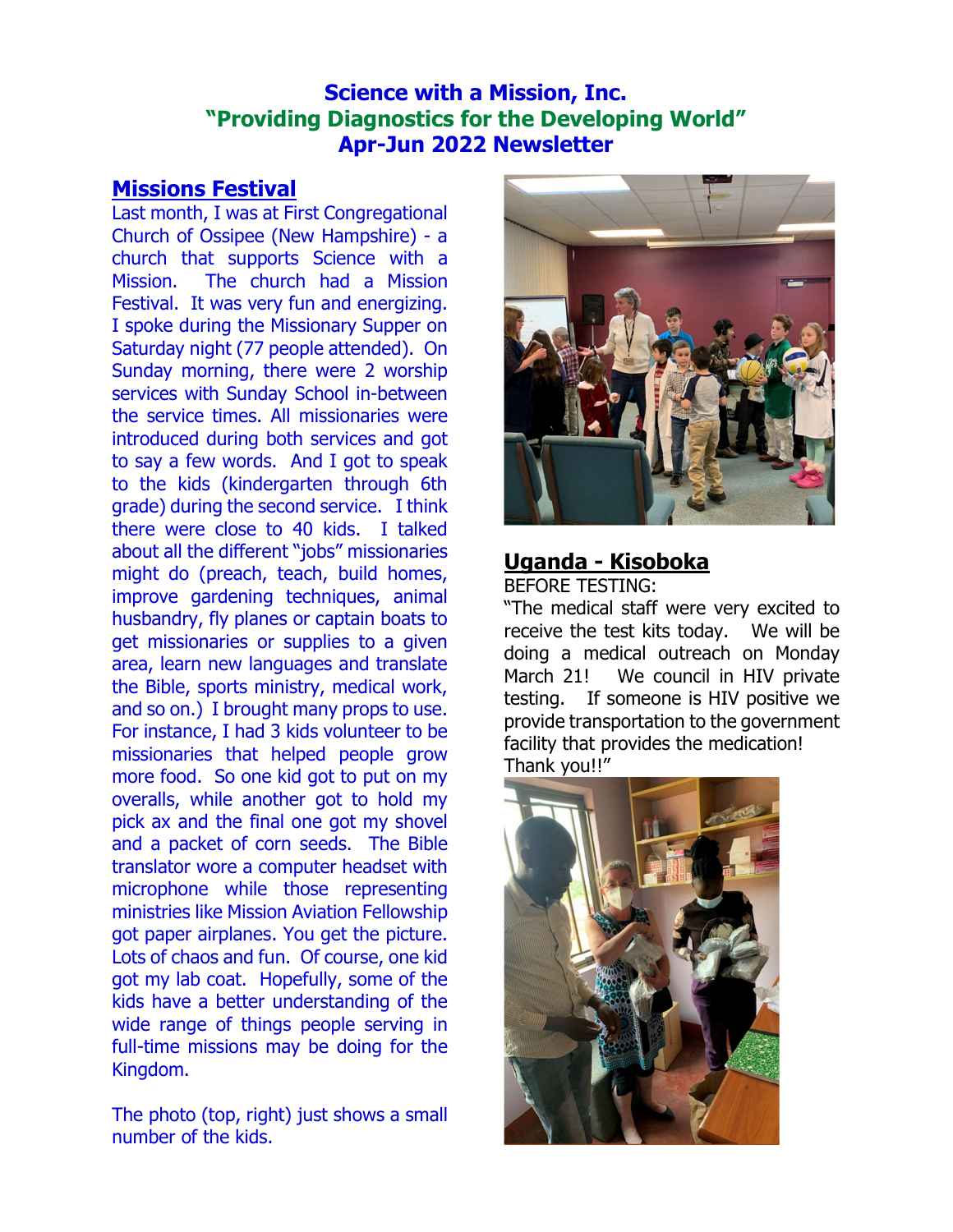# Science with a Mission, Inc.
## "Providing Diagnostics for the Developing World"
## Apr-Jun 2022 Newsletter

### Missions Festival

Last month, I was at First Congregational Church of Ossipee (New Hampshire) - a church that supports Science with a Mission. The church had a Mission Festival. It was very fun and energizing. I spoke during the Missionary Supper on Saturday night (77 people attended). On Sunday morning, there were 2 worship services with Sunday School in-between the service times. All missionaries were introduced during both services and got to say a few words. And I got to speak to the kids (kindergarten through 6th grade) during the second service. I think there were close to 40 kids. I talked about all the different "jobs" missionaries might do (preach, teach, build homes, improve gardening techniques, animal husbandry, fly planes or captain boats to get missionaries or supplies to a given area, learn new languages and translate the Bible, sports ministry, medical work, and so on.) I brought many props to use. For instance, I had 3 kids volunteer to be missionaries that helped people grow more food. So one kid got to put on my overalls, while another got to hold my pick ax and the final one got my shovel and a packet of corn seeds. The Bible translator wore a computer headset with microphone while those representing ministries like Mission Aviation Fellowship got paper airplanes. You get the picture. Lots of chaos and fun. Of course, one kid got my lab coat. Hopefully, some of the kids have a better understanding of the wide range of things people serving in full-time missions may be doing for the Kingdom.

The photo (top, right) just shows a small number of the kids.

### Uganda - Kisoboka

BEFORE TESTING:

"The medical staff were very excited to receive the test kits today. We will be doing a medical outreach on Monday March 21! We council in HIV private testing. If someone is HIV positive we provide transportation to the government facility that provides the medication! Thank you!!"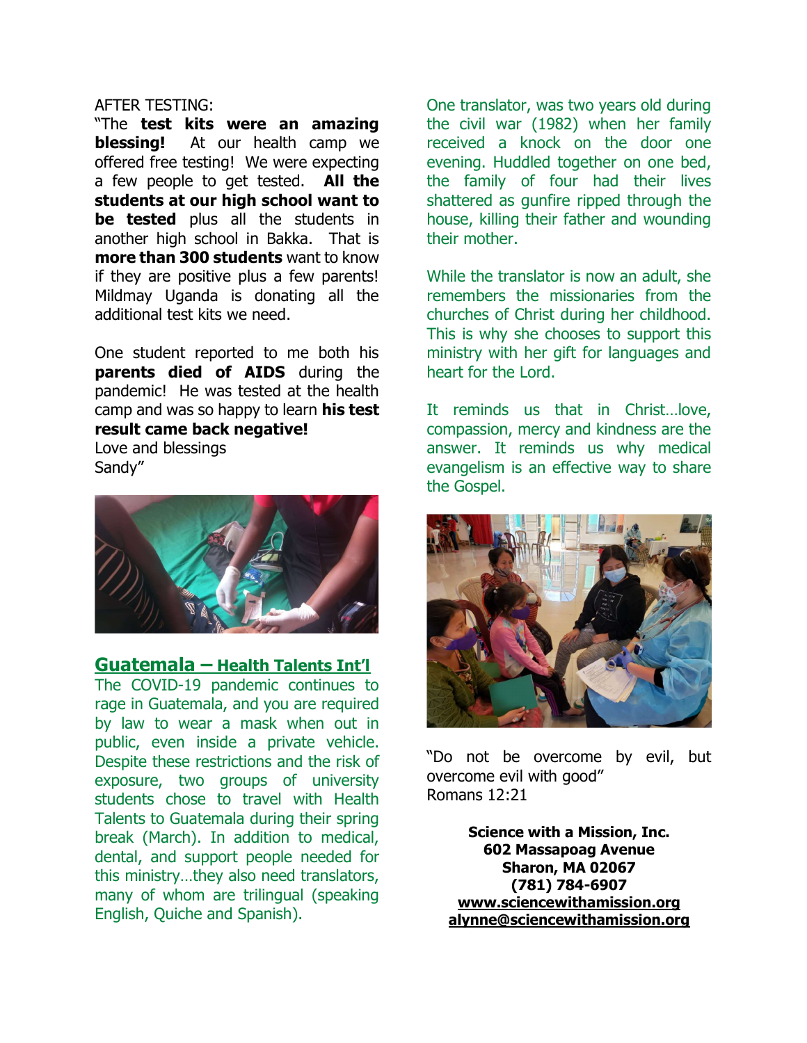AFTER TESTING:

"The **test kits were an amazing blessing!** At our health camp we offered free testing! We were expecting a few people to get tested. **All the students at our high school want to be tested** plus all the students in another high school in Bakka. That is **more than 300 students** want to know if they are positive plus a few parents! Mildmay Uganda is donating all the additional test kits we need.

One student reported to me both his **parents died of AIDS** during the pandemic! He was tested at the health camp and was so happy to learn **his test result came back negative!**

Love and blessings

Sandy"

## Guatemala – Health Talents Int'l

The COVID-19 pandemic continues to rage in Guatemala, and you are required by law to wear a mask when out in public, even inside a private vehicle. Despite these restrictions and the risk of exposure, two groups of university students chose to travel with Health Talents to Guatemala during their spring break (March). In addition to medical, dental, and support people needed for this ministry…they also need translators, many of whom are trilingual (speaking English, Quiche and Spanish).

One translator, was two years old during the civil war (1982) when her family received a knock on the door one evening. Huddled together on one bed, the family of four had their lives shattered as gunfire ripped through the house, killing their father and wounding their mother.

While the translator is now an adult, she remembers the missionaries from the churches of Christ during her childhood. This is why she chooses to support this ministry with her gift for languages and heart for the Lord.

It reminds us that in Christ…love, compassion, mercy and kindness are the answer. It reminds us why medical evangelism is an effective way to share the Gospel.

"Do not be overcome by evil, but overcome evil with good"
Romans 12:21

**Science with a Mission, Inc.**
**602 Massapoag Avenue**
**Sharon, MA 02067**
**(781) 784-6907**
**www.sciencewithamission.org**
**alynne@sciencewithamission.org**